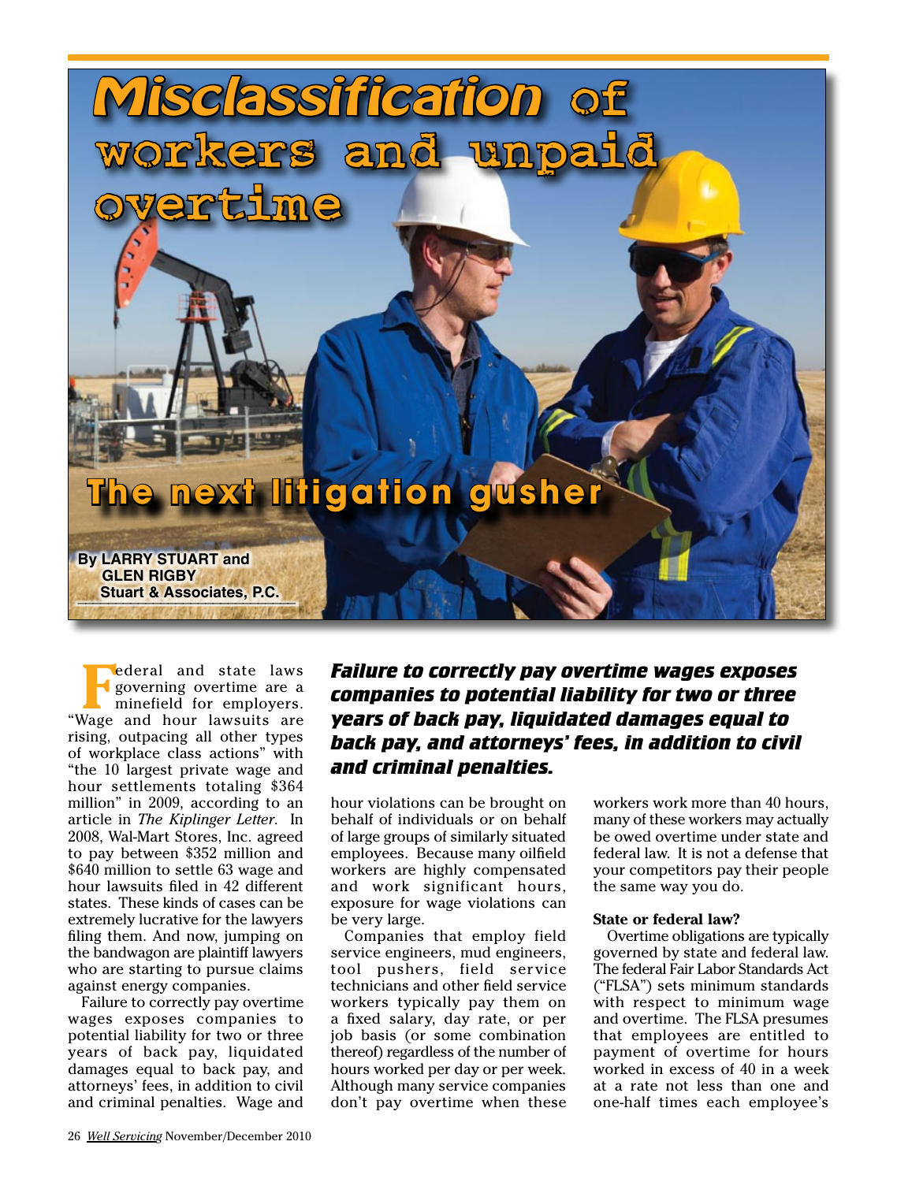# Misclassification of workers and unpaid overtime

## The next litigation gusher

By LARRY STUART and GLEN RIGBY
Stuart & Associates, P.C.

Federal and state laws governing overtime are a minefield for employers. "Wage and hour lawsuits are rising, outpacing all other types of workplace class actions" with "the 10 largest private wage and hour settlements totaling $364 million" in 2009, according to an article in *The Kiplinger Letter*. In 2008, Wal-Mart Stores, Inc. agreed to pay between $352 million and $640 million to settle 63 wage and hour lawsuits filed in 42 different states. These kinds of cases can be extremely lucrative for the lawyers filing them. And now, jumping on the bandwagon are plaintiff lawyers who are starting to pursue claims against energy companies.

Failure to correctly pay overtime wages exposes companies to potential liability for two or three years of back pay, liquidated damages equal to back pay, and attorneys' fees, in addition to civil and criminal penalties. Wage and hour violations can be brought on behalf of individuals or on behalf of large groups of similarly situated employees. Because many oilfield workers are highly compensated and work significant hours, exposure for wage violations can be very large.

***Failure to correctly pay overtime wages exposes companies to potential liability for two or three years of back pay, liquidated damages equal to back pay, and attorneys' fees, in addition to civil and criminal penalties.***

Companies that employ field service engineers, mud engineers, tool pushers, field service technicians and other field service workers typically pay them on a fixed salary, day rate, or per job basis (or some combination thereof) regardless of the number of hours worked per day or per week. Although many service companies don't pay overtime when these workers work more than 40 hours, many of these workers may actually be owed overtime under state and federal law. It is not a defense that your competitors pay their people the same way you do.

**State or federal law?**

Overtime obligations are typically governed by state and federal law. The federal Fair Labor Standards Act ("FLSA") sets minimum standards with respect to minimum wage and overtime. The FLSA presumes that employees are entitled to payment of overtime for hours worked in excess of 40 in a week at a rate not less than one and one-half times each employee's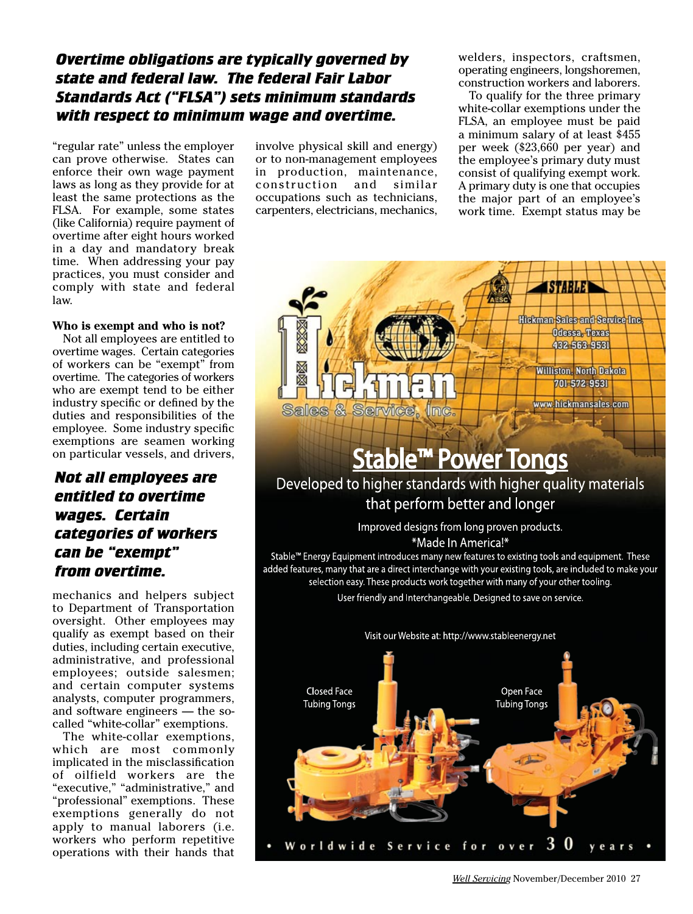***Overtime obligations are typically governed by state and federal law. The federal Fair Labor Standards Act ("FLSA") sets minimum standards with respect to minimum wage and overtime.***

"regular rate" unless the employer can prove otherwise. States can enforce their own wage payment laws as long as they provide for at least the same protections as the FLSA. For example, some states (like California) require payment of overtime after eight hours worked in a day and mandatory break time. When addressing your pay practices, you must consider and comply with state and federal law.

**Who is exempt and who is not?**

Not all employees are entitled to overtime wages. Certain categories of workers can be "exempt" from overtime. The categories of workers who are exempt tend to be either industry specific or defined by the duties and responsibilities of the employee. Some industry specific exemptions are seamen working on particular vessels, and drivers,

***Not all employees are entitled to overtime wages. Certain categories of workers can be "exempt" from overtime.***

mechanics and helpers subject to Department of Transportation oversight. Other employees may qualify as exempt based on their duties, including certain executive, administrative, and professional employees; outside salesmen; and certain computer systems analysts, computer programmers, and software engineers — the so-called "white-collar" exemptions.

The white-collar exemptions, which are most commonly implicated in the misclassification of oilfield workers are the "executive," "administrative," and "professional" exemptions. These exemptions generally do not apply to manual laborers (i.e. workers who perform repetitive operations with their hands that involve physical skill and energy) or to non-management employees in production, maintenance, construction and similar occupations such as technicians, carpenters, electricians, mechanics, welders, inspectors, craftsmen, operating engineers, longshoremen, construction workers and laborers.

To qualify for the three primary white-collar exemptions under the FLSA, an employee must be paid a minimum salary of at least $455 per week ($23,660 per year) and the employee's primary duty must consist of qualifying exempt work. A primary duty is one that occupies the major part of an employee's work time. Exempt status may be

Hickman Sales & Service, Inc.

Hickman Sales and Service Inc.
Odessa, Texas
432-563-9531

Williston, North Dakota
701-572-9531

www.hickmansales.com

**Stable™ Power Tongs**

Developed to higher standards with higher quality materials that perform better and longer

Improved designs from long proven products.
\*Made In America!\*

Stable™ Energy Equipment introduces many new features to existing tools and equipment. These added features, many that are a direct interchange with your existing tools, are included to make your selection easy. These products work together with many of your other tooling.

User friendly and Interchangeable. Designed to save on service.

Visit our Website at: http://www.stableenergy.net

Closed Face Tubing Tongs

Open Face Tubing Tongs

• Worldwide Service for over 30 years •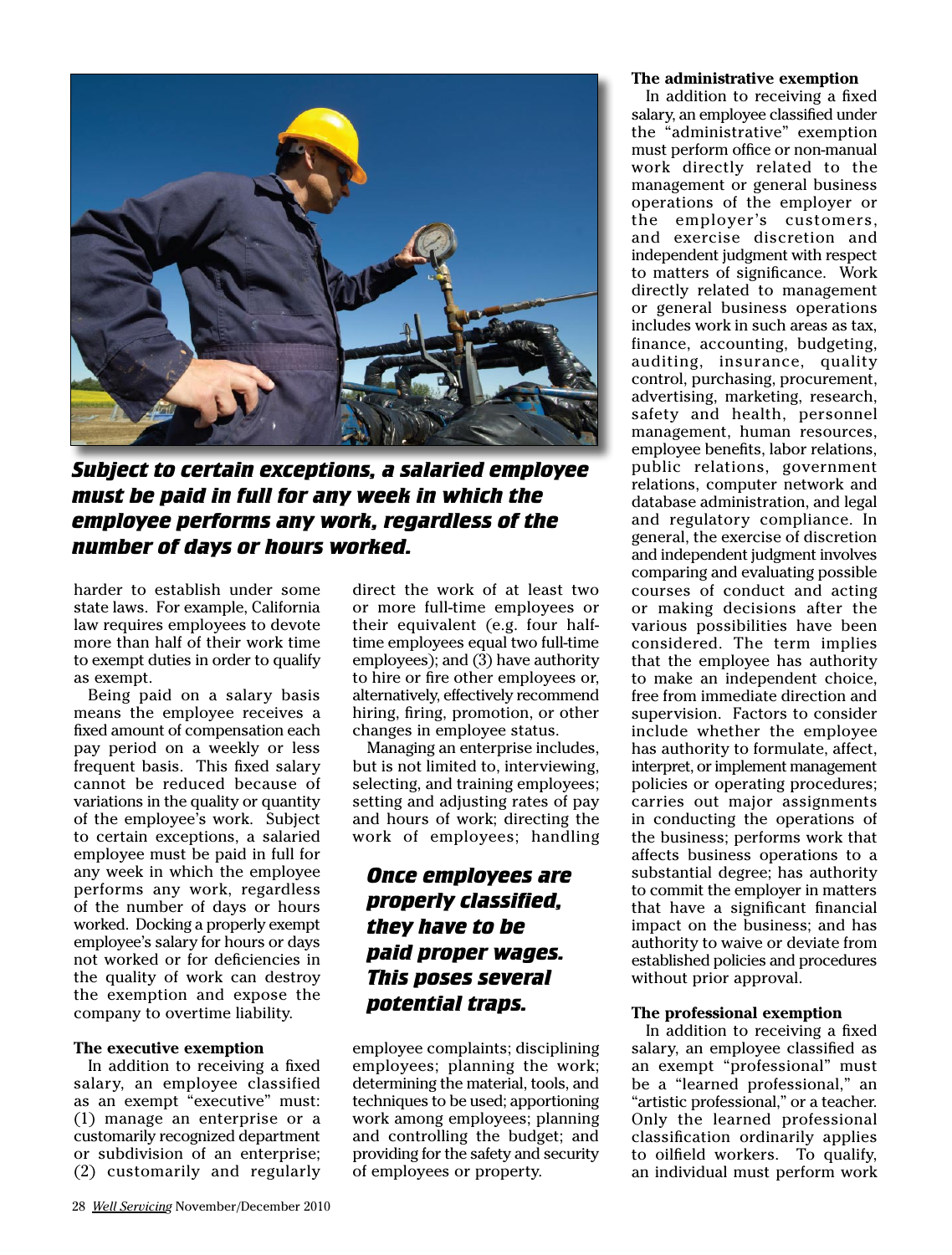***Subject to certain exceptions, a salaried employee must be paid in full for any week in which the employee performs any work, regardless of the number of days or hours worked.***

harder to establish under some state laws. For example, California law requires employees to devote more than half of their work time to exempt duties in order to qualify as exempt.

Being paid on a salary basis means the employee receives a fixed amount of compensation each pay period on a weekly or less frequent basis. This fixed salary cannot be reduced because of variations in the quality or quantity of the employee's work. Subject to certain exceptions, a salaried employee must be paid in full for any week in which the employee performs any work, regardless of the number of days or hours worked. Docking a properly exempt employee's salary for hours or days not worked or for deficiencies in the quality of work can destroy the exemption and expose the company to overtime liability.

**The executive exemption**

In addition to receiving a fixed salary, an employee classified as an exempt "executive" must: (1) manage an enterprise or a customarily recognized department or subdivision of an enterprise; (2) customarily and regularly direct the work of at least two or more full-time employees or their equivalent (e.g. four half-time employees equal two full-time employees); and (3) have authority to hire or fire other employees or, alternatively, effectively recommend hiring, firing, promotion, or other changes in employee status.

Managing an enterprise includes, but is not limited to, interviewing, selecting, and training employees; setting and adjusting rates of pay and hours of work; directing the work of employees; handling employee complaints; disciplining employees; planning the work; determining the material, tools, and techniques to be used; apportioning work among employees; planning and controlling the budget; and providing for the safety and security of employees or property.

***Once employees are properly classified, they have to be paid proper wages. This poses several potential traps.***

**The administrative exemption**

In addition to receiving a fixed salary, an employee classified under the "administrative" exemption must perform office or non-manual work directly related to the management or general business operations of the employer or the employer's customers, and exercise discretion and independent judgment with respect to matters of significance. Work directly related to management or general business operations includes work in such areas as tax, finance, accounting, budgeting, auditing, insurance, quality control, purchasing, procurement, advertising, marketing, research, safety and health, personnel management, human resources, employee benefits, labor relations, public relations, government relations, computer network and database administration, and legal and regulatory compliance. In general, the exercise of discretion and independent judgment involves comparing and evaluating possible courses of conduct and acting or making decisions after the various possibilities have been considered. The term implies that the employee has authority to make an independent choice, free from immediate direction and supervision. Factors to consider include whether the employee has authority to formulate, affect, interpret, or implement management policies or operating procedures; carries out major assignments in conducting the operations of the business; performs work that affects business operations to a substantial degree; has authority to commit the employer in matters that have a significant financial impact on the business; and has authority to waive or deviate from established policies and procedures without prior approval.

**The professional exemption**

In addition to receiving a fixed salary, an employee classified as an exempt "professional" must be a "learned professional," an "artistic professional," or a teacher. Only the learned professional classification ordinarily applies to oilfield workers. To qualify, an individual must perform work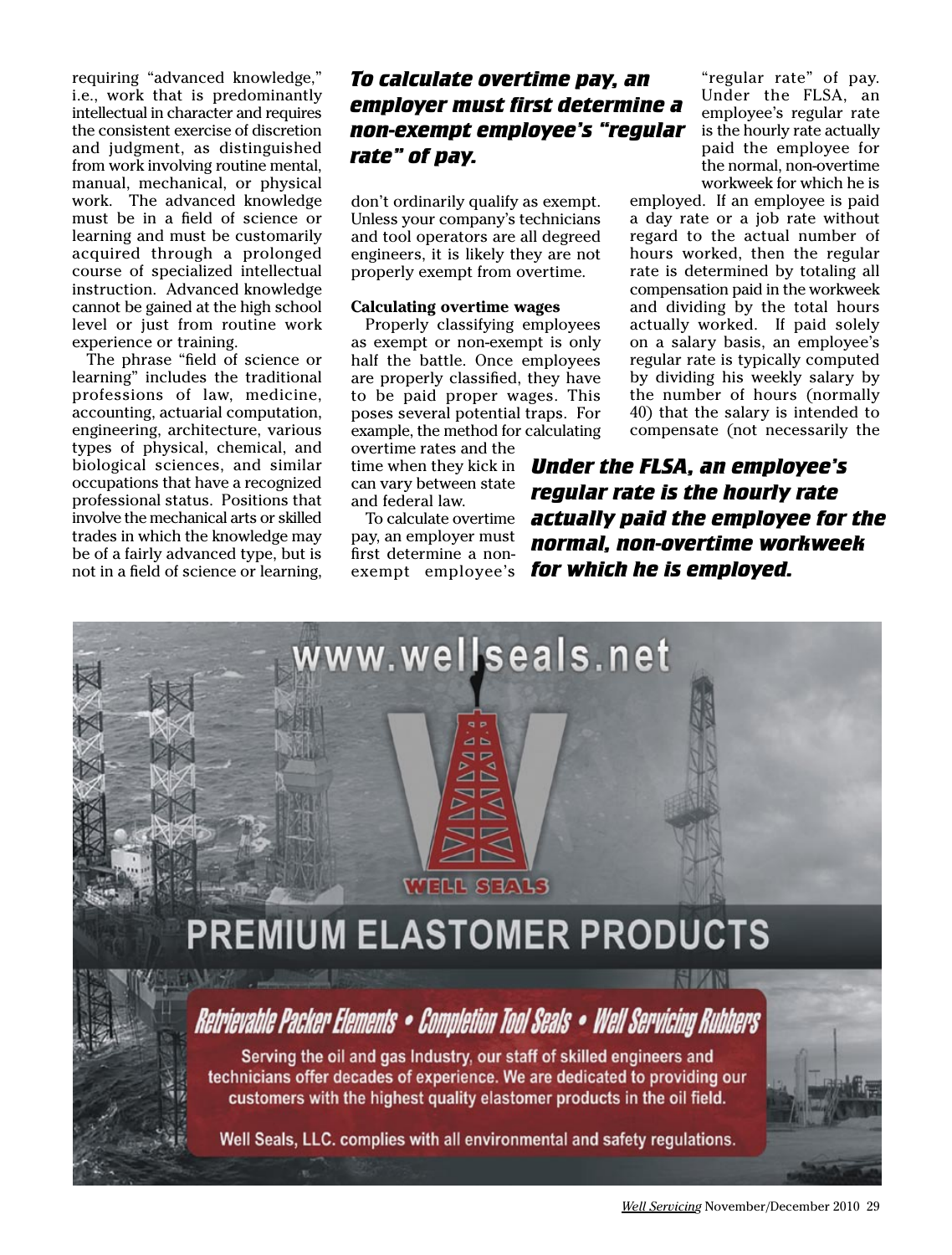requiring "advanced knowledge," i.e., work that is predominantly intellectual in character and requires the consistent exercise of discretion and judgment, as distinguished from work involving routine mental, manual, mechanical, or physical work. The advanced knowledge must be in a field of science or learning and must be customarily acquired through a prolonged course of specialized intellectual instruction. Advanced knowledge cannot be gained at the high school level or just from routine work experience or training.

The phrase "field of science or learning" includes the traditional professions of law, medicine, accounting, actuarial computation, engineering, architecture, various types of physical, chemical, and biological sciences, and similar occupations that have a recognized professional status. Positions that involve the mechanical arts or skilled trades in which the knowledge may be of a fairly advanced type, but is not in a field of science or learning, don't ordinarily qualify as exempt. Unless your company's technicians and tool operators are all degreed engineers, it is likely they are not properly exempt from overtime.

***To calculate overtime pay, an employer must first determine a non-exempt employee's "regular rate" of pay.***

**Calculating overtime wages**

Properly classifying employees as exempt or non-exempt is only half the battle. Once employees are properly classified, they have to be paid proper wages. This poses several potential traps. For example, the method for calculating overtime rates and the time when they kick in can vary between state and federal law.

To calculate overtime pay, an employer must first determine a non-exempt employee's "regular rate" of pay. Under the FLSA, an employee's regular rate is the hourly rate actually paid the employee for the normal, non-overtime workweek for which he is employed. If an employee is paid a day rate or a job rate without regard to the actual number of hours worked, then the regular rate is determined by totaling all compensation paid in the workweek and dividing by the total hours actually worked. If paid solely on a salary basis, an employee's regular rate is typically computed by dividing his weekly salary by the number of hours (normally 40) that the salary is intended to compensate (not necessarily the

***Under the FLSA, an employee's regular rate is the hourly rate actually paid the employee for the normal, non-overtime workweek for which he is employed.***

www.wellseals.net

WELL SEALS

PREMIUM ELASTOMER PRODUCTS

*Retrievable Packer Elements • Completion Tool Seals • Well Servicing Rubbers*

Serving the oil and gas Industry, our staff of skilled engineers and technicians offer decades of experience. We are dedicated to providing our customers with the highest quality elastomer products in the oil field.

Well Seals, LLC. complies with all environmental and safety regulations.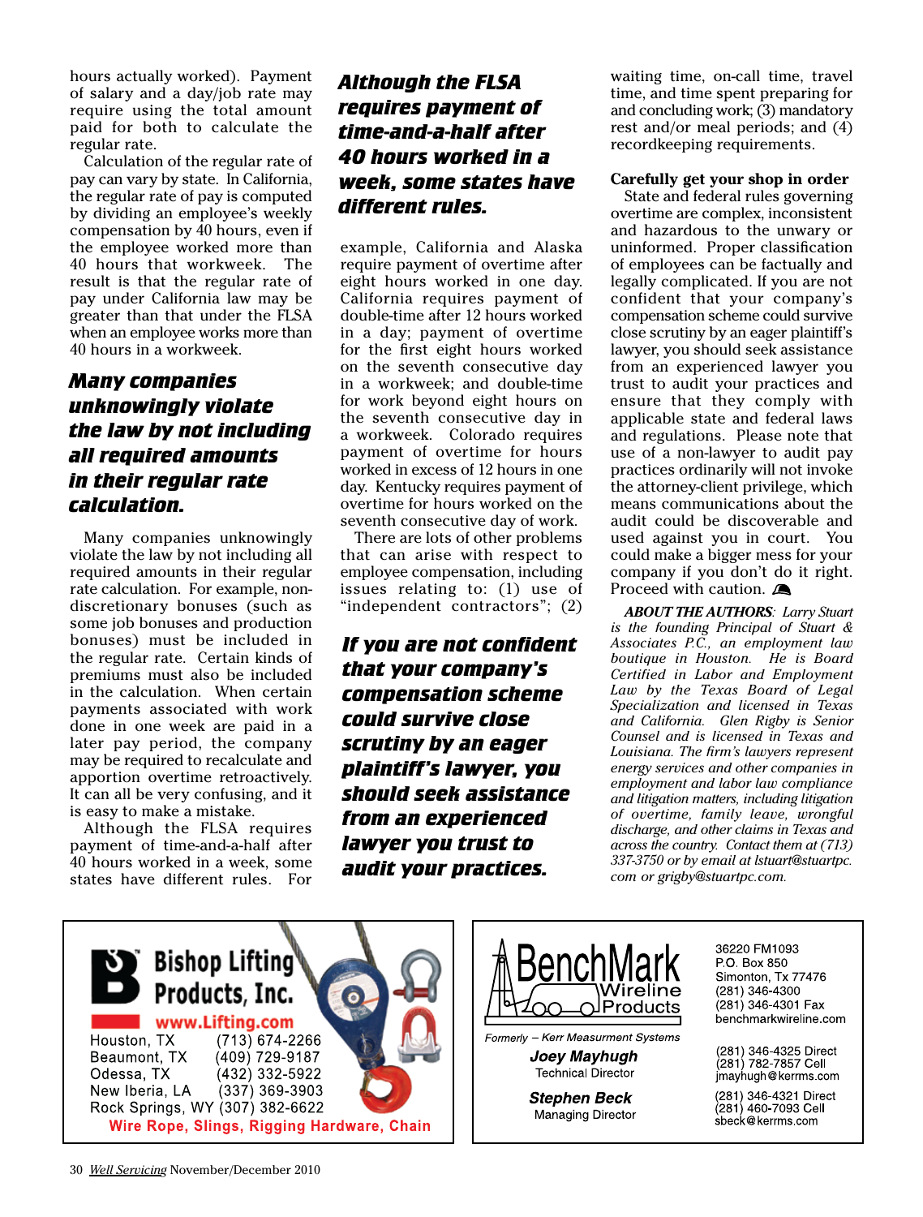hours actually worked). Payment of salary and a day/job rate may require using the total amount paid for both to calculate the regular rate.

Calculation of the regular rate of pay can vary by state. In California, the regular rate of pay is computed by dividing an employee's weekly compensation by 40 hours, even if the employee worked more than 40 hours that workweek. The result is that the regular rate of pay under California law may be greater than that under the FLSA when an employee works more than 40 hours in a workweek.

***Many companies unknowingly violate the law by not including all required amounts in their regular rate calculation.***

Many companies unknowingly violate the law by not including all required amounts in their regular rate calculation. For example, non-discretionary bonuses (such as some job bonuses and production bonuses) must be included in the regular rate. Certain kinds of premiums must also be included in the calculation. When certain payments associated with work done in one week are paid in a later pay period, the company may be required to recalculate and apportion overtime retroactively. It can all be very confusing, and it is easy to make a mistake.

Although the FLSA requires payment of time-and-a-half after 40 hours worked in a week, some states have different rules. For example, California and Alaska require payment of overtime after eight hours worked in one day. California requires payment of double-time after 12 hours worked in a day; payment of overtime for the first eight hours worked on the seventh consecutive day in a workweek; and double-time for work beyond eight hours on the seventh consecutive day in a workweek. Colorado requires payment of overtime for hours worked in excess of 12 hours in one day. Kentucky requires payment of overtime for hours worked on the seventh consecutive day of work.

***Although the FLSA requires payment of time-and-a-half after 40 hours worked in a week, some states have different rules.***

There are lots of other problems that can arise with respect to employee compensation, including issues relating to: (1) use of "independent contractors"; (2) waiting time, on-call time, travel time, and time spent preparing for and concluding work; (3) mandatory rest and/or meal periods; and (4) recordkeeping requirements.

***If you are not confident that your company's compensation scheme could survive close scrutiny by an eager plaintiff's lawyer, you should seek assistance from an experienced lawyer you trust to audit your practices.***

**Carefully get your shop in order**

State and federal rules governing overtime are complex, inconsistent and hazardous to the unwary or uninformed. Proper classification of employees can be factually and legally complicated. If you are not confident that your company's compensation scheme could survive close scrutiny by an eager plaintiff's lawyer, you should seek assistance from an experienced lawyer you trust to audit your practices and ensure that they comply with applicable state and federal laws and regulations. Please note that use of a non-lawyer to audit pay practices ordinarily will not invoke the attorney-client privilege, which means communications about the audit could be discoverable and used against you in court. You could make a bigger mess for your company if you don't do it right. Proceed with caution.

***ABOUT THE AUTHORS**: Larry Stuart is the founding Principal of Stuart & Associates P.C., an employment law boutique in Houston. He is Board Certified in Labor and Employment Law by the Texas Board of Legal Specialization and licensed in Texas and California. Glen Rigby is Senior Counsel and is licensed in Texas and Louisiana. The firm's lawyers represent energy services and other companies in employment and labor law compliance and litigation matters, including litigation of overtime, family leave, wrongful discharge, and other claims in Texas and across the country. Contact them at (713) 337-3750 or by email at lstuart@stuartpc.com or grigby@stuartpc.com.*

**Bishop Lifting Products, Inc.**

www.Lifting.com

Houston, TX (713) 674-2266
Beaumont, TX (409) 729-9187
Odessa, TX (432) 332-5922
New Iberia, LA (337) 369-3903
Rock Springs, WY (307) 382-6622

Wire Rope, Slings, Rigging Hardware, Chain

**BenchMark Wireline Products**

*Formerly – Kerr Measurment Systems*

36220 FM1093
P.O. Box 850
Simonton, Tx 77476
(281) 346-4300
(281) 346-4301 Fax
benchmarkwireline.com

***Joey Mayhugh***
Technical Director

(281) 346-4325 Direct
(281) 782-7857 Cell
jmayhugh@kerrms.com

***Stephen Beck***
Managing Director

(281) 346-4321 Direct
(281) 460-7093 Cell
sbeck@kerrms.com